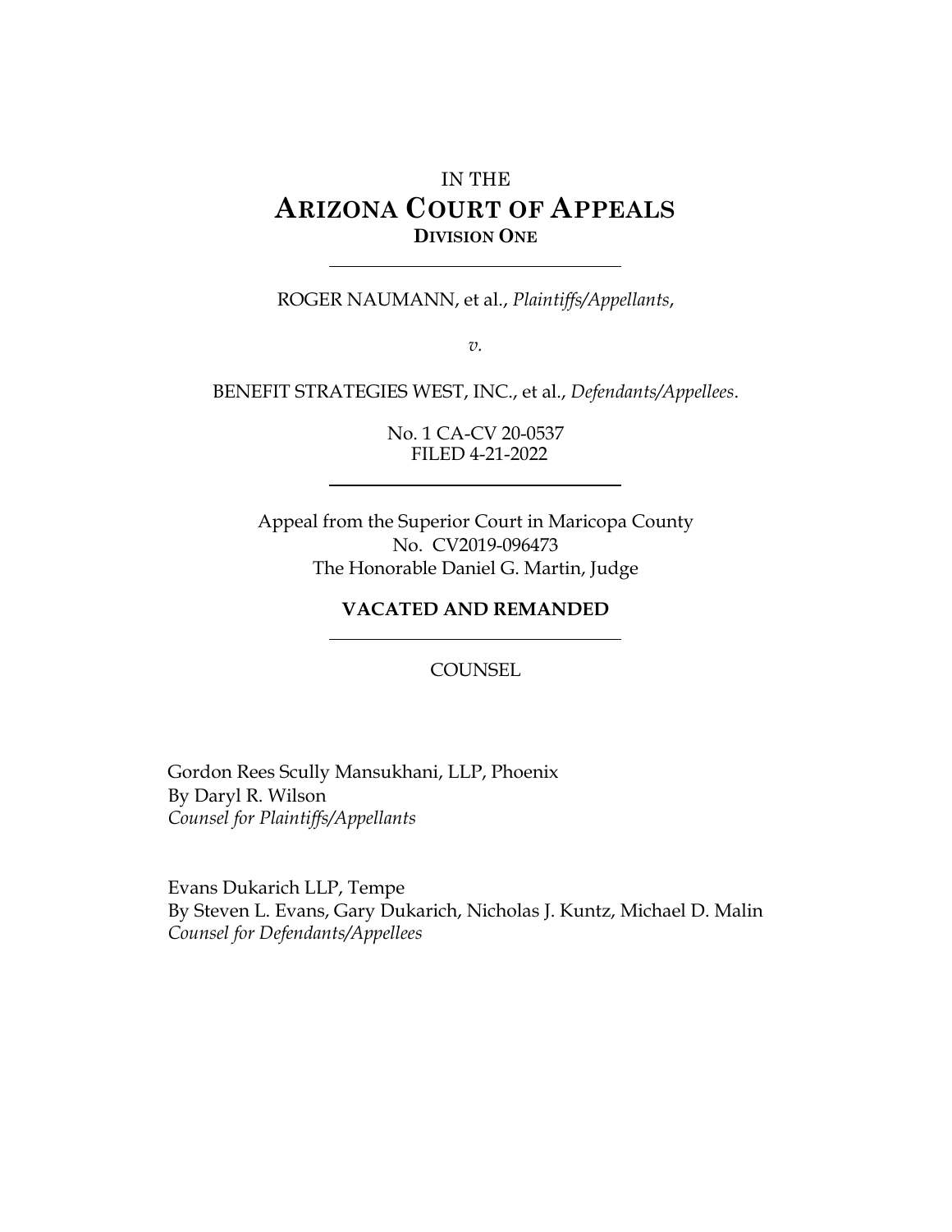IN THE

# ARIZONA COURT OF APPEALS

**DIVISION ONE**

---

ROGER NAUMANN, et al., *Plaintiffs/Appellants*,

*v.*

BENEFIT STRATEGIES WEST, INC., et al., *Defendants/Appellees*.

No. 1 CA-CV 20-0537
FILED 4-21-2022

---

Appeal from the Superior Court in Maricopa County
No. CV2019-096473
The Honorable Daniel G. Martin, Judge

**VACATED AND REMANDED**

---

COUNSEL

Gordon Rees Scully Mansukhani, LLP, Phoenix
By Daryl R. Wilson
*Counsel for Plaintiffs/Appellants*

Evans Dukarich LLP, Tempe
By Steven L. Evans, Gary Dukarich, Nicholas J. Kuntz, Michael D. Malin
*Counsel for Defendants/Appellees*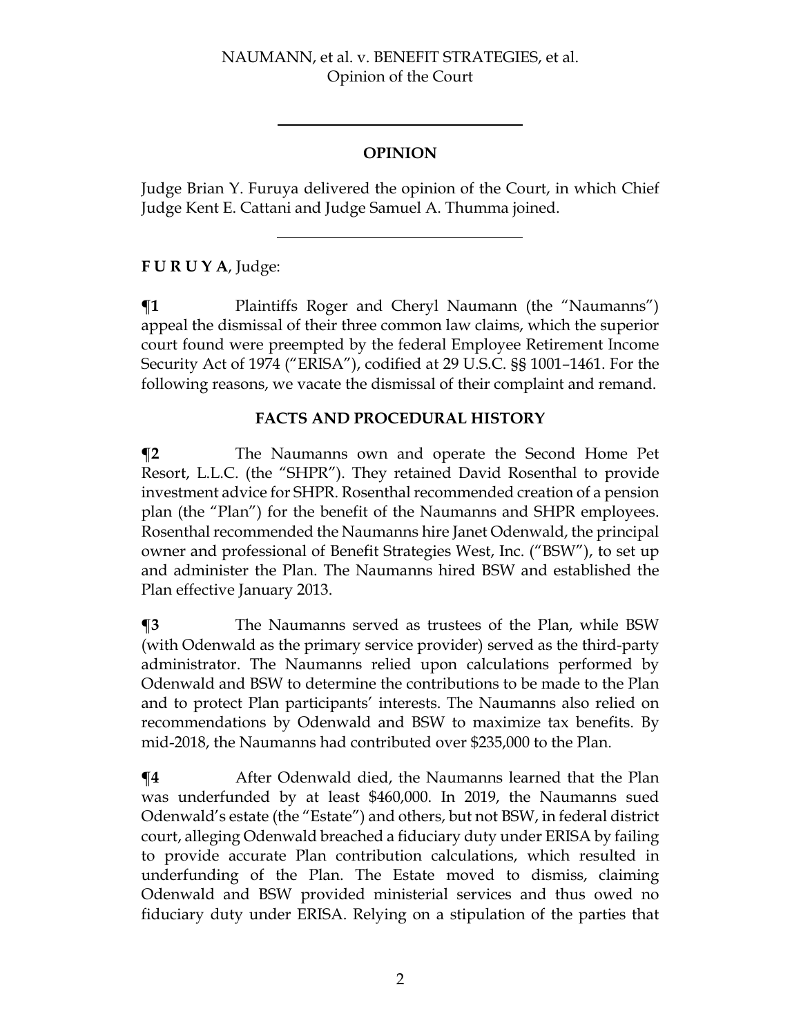## OPINION

Judge Brian Y. Furuya delivered the opinion of the Court, in which Chief Judge Kent E. Cattani and Judge Samuel A. Thumma joined.

---

**F U R U Y A**, Judge:

**¶1** Plaintiffs Roger and Cheryl Naumann (the "Naumanns") appeal the dismissal of their three common law claims, which the superior court found were preempted by the federal Employee Retirement Income Security Act of 1974 ("ERISA"), codified at 29 U.S.C. §§ 1001–1461. For the following reasons, we vacate the dismissal of their complaint and remand.

### FACTS AND PROCEDURAL HISTORY

**¶2** The Naumanns own and operate the Second Home Pet Resort, L.L.C. (the "SHPR"). They retained David Rosenthal to provide investment advice for SHPR. Rosenthal recommended creation of a pension plan (the "Plan") for the benefit of the Naumanns and SHPR employees. Rosenthal recommended the Naumanns hire Janet Odenwald, the principal owner and professional of Benefit Strategies West, Inc. ("BSW"), to set up and administer the Plan. The Naumanns hired BSW and established the Plan effective January 2013.

**¶3** The Naumanns served as trustees of the Plan, while BSW (with Odenwald as the primary service provider) served as the third-party administrator. The Naumanns relied upon calculations performed by Odenwald and BSW to determine the contributions to be made to the Plan and to protect Plan participants' interests. The Naumanns also relied on recommendations by Odenwald and BSW to maximize tax benefits. By mid-2018, the Naumanns had contributed over $235,000 to the Plan.

**¶4** After Odenwald died, the Naumanns learned that the Plan was underfunded by at least $460,000. In 2019, the Naumanns sued Odenwald's estate (the "Estate") and others, but not BSW, in federal district court, alleging Odenwald breached a fiduciary duty under ERISA by failing to provide accurate Plan contribution calculations, which resulted in underfunding of the Plan. The Estate moved to dismiss, claiming Odenwald and BSW provided ministerial services and thus owed no fiduciary duty under ERISA. Relying on a stipulation of the parties that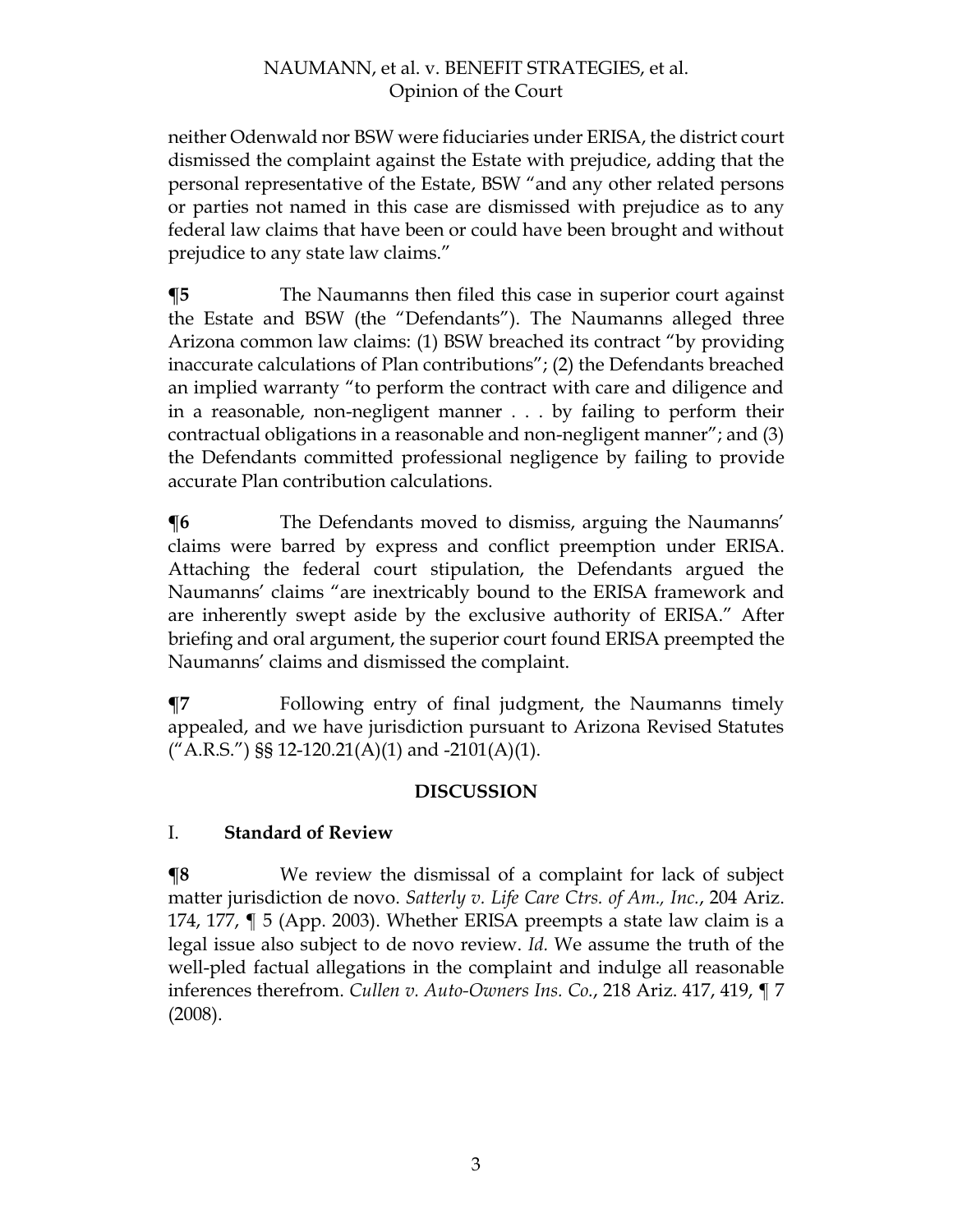neither Odenwald nor BSW were fiduciaries under ERISA, the district court dismissed the complaint against the Estate with prejudice, adding that the personal representative of the Estate, BSW "and any other related persons or parties not named in this case are dismissed with prejudice as to any federal law claims that have been or could have been brought and without prejudice to any state law claims."

**¶5** The Naumanns then filed this case in superior court against the Estate and BSW (the "Defendants"). The Naumanns alleged three Arizona common law claims: (1) BSW breached its contract "by providing inaccurate calculations of Plan contributions"; (2) the Defendants breached an implied warranty "to perform the contract with care and diligence and in a reasonable, non-negligent manner . . . by failing to perform their contractual obligations in a reasonable and non-negligent manner"; and (3) the Defendants committed professional negligence by failing to provide accurate Plan contribution calculations.

**¶6** The Defendants moved to dismiss, arguing the Naumanns' claims were barred by express and conflict preemption under ERISA. Attaching the federal court stipulation, the Defendants argued the Naumanns' claims "are inextricably bound to the ERISA framework and are inherently swept aside by the exclusive authority of ERISA." After briefing and oral argument, the superior court found ERISA preempted the Naumanns' claims and dismissed the complaint.

**¶7** Following entry of final judgment, the Naumanns timely appealed, and we have jurisdiction pursuant to Arizona Revised Statutes ("A.R.S.") §§ 12-120.21(A)(1) and -2101(A)(1).

## DISCUSSION

### I. Standard of Review

**¶8** We review the dismissal of a complaint for lack of subject matter jurisdiction de novo. *Satterly v. Life Care Ctrs. of Am., Inc.*, 204 Ariz. 174, 177, ¶ 5 (App. 2003). Whether ERISA preempts a state law claim is a legal issue also subject to de novo review. *Id.* We assume the truth of the well-pled factual allegations in the complaint and indulge all reasonable inferences therefrom. *Cullen v. Auto-Owners Ins. Co.*, 218 Ariz. 417, 419, ¶ 7 (2008).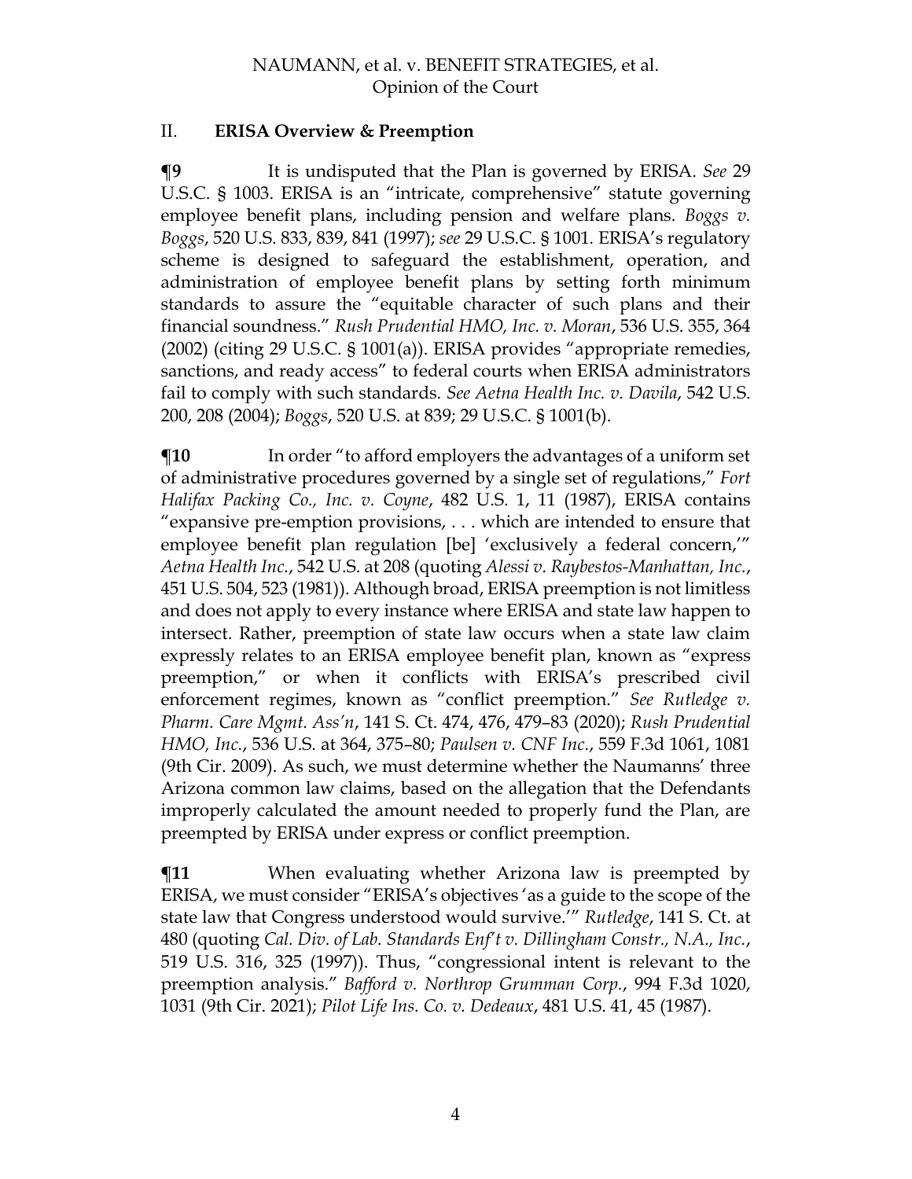## II. **ERISA Overview & Preemption**

**¶9** It is undisputed that the Plan is governed by ERISA. *See* 29 U.S.C. § 1003. ERISA is an "intricate, comprehensive" statute governing employee benefit plans, including pension and welfare plans. *Boggs v. Boggs*, 520 U.S. 833, 839, 841 (1997); *see* 29 U.S.C. § 1001. ERISA's regulatory scheme is designed to safeguard the establishment, operation, and administration of employee benefit plans by setting forth minimum standards to assure the "equitable character of such plans and their financial soundness." *Rush Prudential HMO, Inc. v. Moran*, 536 U.S. 355, 364 (2002) (citing 29 U.S.C. § 1001(a)). ERISA provides "appropriate remedies, sanctions, and ready access" to federal courts when ERISA administrators fail to comply with such standards. *See Aetna Health Inc. v. Davila*, 542 U.S. 200, 208 (2004); *Boggs*, 520 U.S. at 839; 29 U.S.C. § 1001(b).

**¶10** In order "to afford employers the advantages of a uniform set of administrative procedures governed by a single set of regulations," *Fort Halifax Packing Co., Inc. v. Coyne*, 482 U.S. 1, 11 (1987), ERISA contains "expansive pre-emption provisions, . . . which are intended to ensure that employee benefit plan regulation [be] 'exclusively a federal concern,'" *Aetna Health Inc.*, 542 U.S. at 208 (quoting *Alessi v. Raybestos-Manhattan, Inc.*, 451 U.S. 504, 523 (1981)). Although broad, ERISA preemption is not limitless and does not apply to every instance where ERISA and state law happen to intersect. Rather, preemption of state law occurs when a state law claim expressly relates to an ERISA employee benefit plan, known as "express preemption," or when it conflicts with ERISA's prescribed civil enforcement regimes, known as "conflict preemption." *See Rutledge v. Pharm. Care Mgmt. Ass'n*, 141 S. Ct. 474, 476, 479–83 (2020); *Rush Prudential HMO, Inc.*, 536 U.S. at 364, 375–80; *Paulsen v. CNF Inc.*, 559 F.3d 1061, 1081 (9th Cir. 2009). As such, we must determine whether the Naumanns' three Arizona common law claims, based on the allegation that the Defendants improperly calculated the amount needed to properly fund the Plan, are preempted by ERISA under express or conflict preemption.

**¶11** When evaluating whether Arizona law is preempted by ERISA, we must consider "ERISA's objectives 'as a guide to the scope of the state law that Congress understood would survive.'" *Rutledge*, 141 S. Ct. at 480 (quoting *Cal. Div. of Lab. Standards Enf't v. Dillingham Constr., N.A., Inc.*, 519 U.S. 316, 325 (1997)). Thus, "congressional intent is relevant to the preemption analysis." *Bafford v. Northrop Grumman Corp.*, 994 F.3d 1020, 1031 (9th Cir. 2021); *Pilot Life Ins. Co. v. Dedeaux*, 481 U.S. 41, 45 (1987).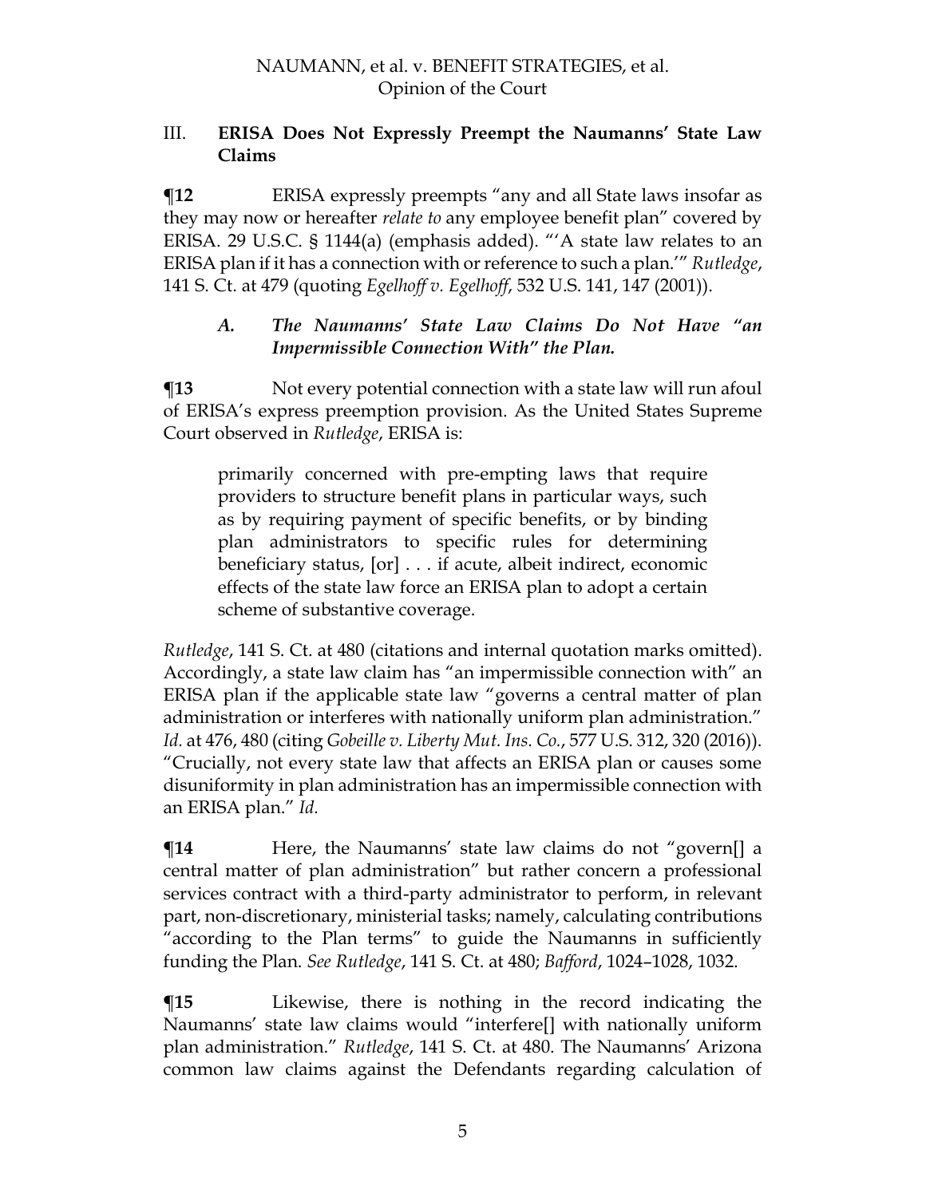## III. **ERISA Does Not Expressly Preempt the Naumanns' State Law Claims**

**¶12** ERISA expressly preempts "any and all State laws insofar as they may now or hereafter *relate to* any employee benefit plan" covered by ERISA. 29 U.S.C. § 1144(a) (emphasis added). "'A state law relates to an ERISA plan if it has a connection with or reference to such a plan.'" *Rutledge*, 141 S. Ct. at 479 (quoting *Egelhoff v. Egelhoff*, 532 U.S. 141, 147 (2001)).

### *A. The Naumanns' State Law Claims Do Not Have "an Impermissible Connection With" the Plan.*

**¶13** Not every potential connection with a state law will run afoul of ERISA's express preemption provision. As the United States Supreme Court observed in *Rutledge*, ERISA is:

> primarily concerned with pre-empting laws that require providers to structure benefit plans in particular ways, such as by requiring payment of specific benefits, or by binding plan administrators to specific rules for determining beneficiary status, [or] . . . if acute, albeit indirect, economic effects of the state law force an ERISA plan to adopt a certain scheme of substantive coverage.

*Rutledge*, 141 S. Ct. at 480 (citations and internal quotation marks omitted). Accordingly, a state law claim has "an impermissible connection with" an ERISA plan if the applicable state law "governs a central matter of plan administration or interferes with nationally uniform plan administration." *Id.* at 476, 480 (citing *Gobeille v. Liberty Mut. Ins. Co.*, 577 U.S. 312, 320 (2016)). "Crucially, not every state law that affects an ERISA plan or causes some disuniformity in plan administration has an impermissible connection with an ERISA plan." *Id.*

**¶14** Here, the Naumanns' state law claims do not "govern[] a central matter of plan administration" but rather concern a professional services contract with a third-party administrator to perform, in relevant part, non-discretionary, ministerial tasks; namely, calculating contributions "according to the Plan terms" to guide the Naumanns in sufficiently funding the Plan. *See Rutledge*, 141 S. Ct. at 480; *Bafford*, 1024–1028, 1032.

**¶15** Likewise, there is nothing in the record indicating the Naumanns' state law claims would "interfere[] with nationally uniform plan administration." *Rutledge*, 141 S. Ct. at 480. The Naumanns' Arizona common law claims against the Defendants regarding calculation of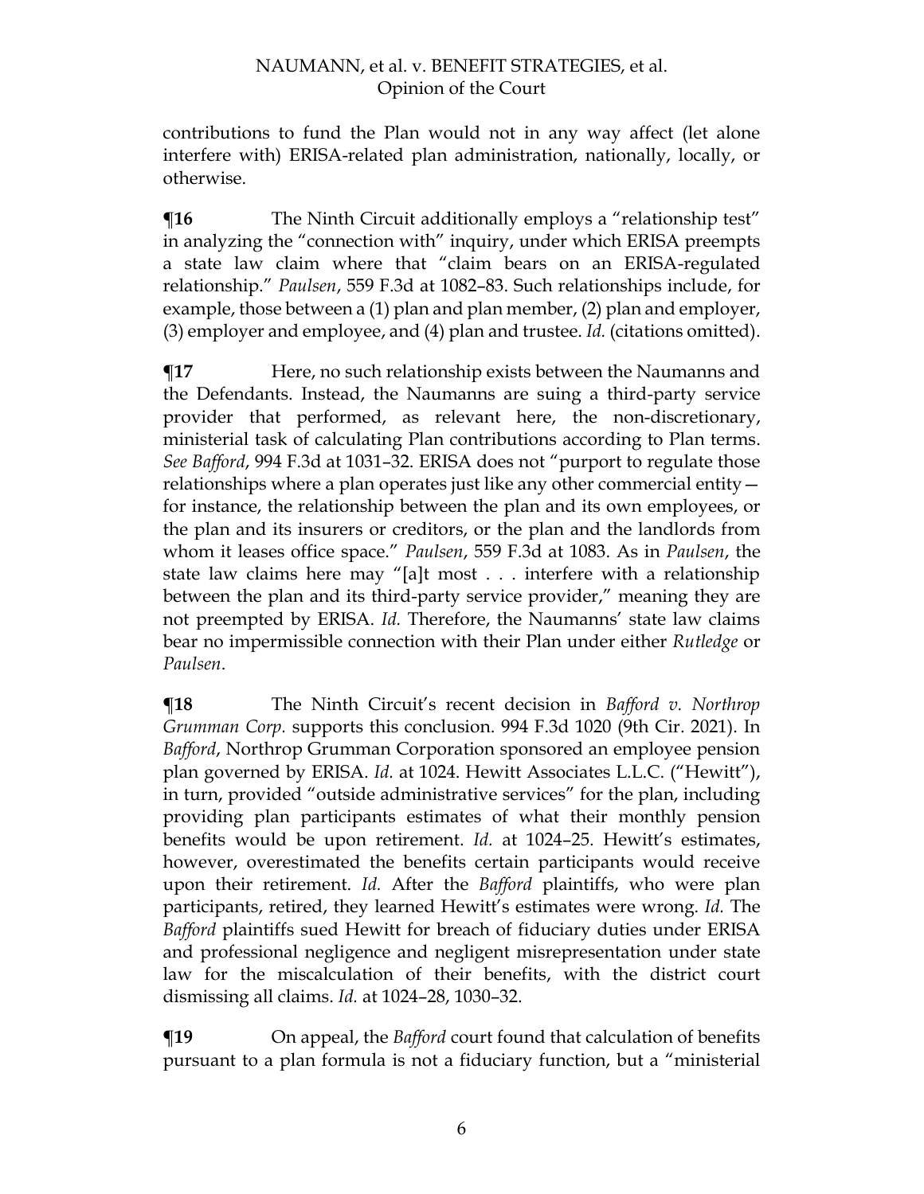contributions to fund the Plan would not in any way affect (let alone interfere with) ERISA-related plan administration, nationally, locally, or otherwise.

**¶16** The Ninth Circuit additionally employs a "relationship test" in analyzing the "connection with" inquiry, under which ERISA preempts a state law claim where that "claim bears on an ERISA-regulated relationship." *Paulsen*, 559 F.3d at 1082–83. Such relationships include, for example, those between a (1) plan and plan member, (2) plan and employer, (3) employer and employee, and (4) plan and trustee. *Id.* (citations omitted).

**¶17** Here, no such relationship exists between the Naumanns and the Defendants. Instead, the Naumanns are suing a third-party service provider that performed, as relevant here, the non-discretionary, ministerial task of calculating Plan contributions according to Plan terms. *See Bafford*, 994 F.3d at 1031–32. ERISA does not "purport to regulate those relationships where a plan operates just like any other commercial entity—for instance, the relationship between the plan and its own employees, or the plan and its insurers or creditors, or the plan and the landlords from whom it leases office space." *Paulsen*, 559 F.3d at 1083. As in *Paulsen*, the state law claims here may "[a]t most . . . interfere with a relationship between the plan and its third-party service provider," meaning they are not preempted by ERISA. *Id.* Therefore, the Naumanns' state law claims bear no impermissible connection with their Plan under either *Rutledge* or *Paulsen*.

**¶18** The Ninth Circuit's recent decision in *Bafford v. Northrop Grumman Corp.* supports this conclusion. 994 F.3d 1020 (9th Cir. 2021). In *Bafford*, Northrop Grumman Corporation sponsored an employee pension plan governed by ERISA. *Id.* at 1024. Hewitt Associates L.L.C. ("Hewitt"), in turn, provided "outside administrative services" for the plan, including providing plan participants estimates of what their monthly pension benefits would be upon retirement. *Id.* at 1024–25. Hewitt's estimates, however, overestimated the benefits certain participants would receive upon their retirement. *Id.* After the *Bafford* plaintiffs, who were plan participants, retired, they learned Hewitt's estimates were wrong. *Id.* The *Bafford* plaintiffs sued Hewitt for breach of fiduciary duties under ERISA and professional negligence and negligent misrepresentation under state law for the miscalculation of their benefits, with the district court dismissing all claims. *Id.* at 1024–28, 1030–32.

**¶19** On appeal, the *Bafford* court found that calculation of benefits pursuant to a plan formula is not a fiduciary function, but a "ministerial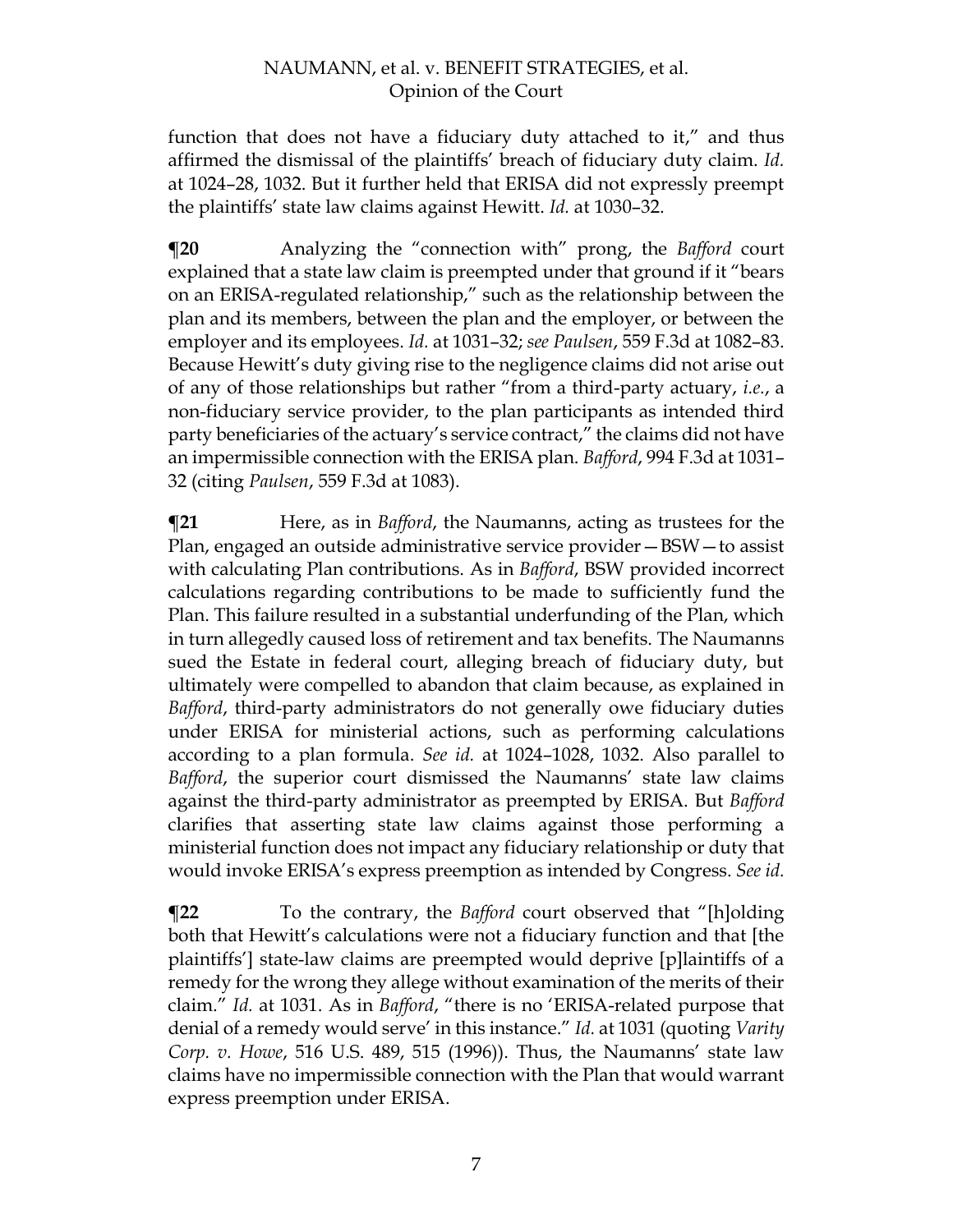function that does not have a fiduciary duty attached to it," and thus affirmed the dismissal of the plaintiffs' breach of fiduciary duty claim. *Id.* at 1024–28, 1032. But it further held that ERISA did not expressly preempt the plaintiffs' state law claims against Hewitt. *Id.* at 1030–32.

**¶20** Analyzing the "connection with" prong, the *Bafford* court explained that a state law claim is preempted under that ground if it "bears on an ERISA-regulated relationship," such as the relationship between the plan and its members, between the plan and the employer, or between the employer and its employees. *Id.* at 1031–32; *see Paulsen*, 559 F.3d at 1082–83. Because Hewitt's duty giving rise to the negligence claims did not arise out of any of those relationships but rather "from a third-party actuary, *i.e.*, a non-fiduciary service provider, to the plan participants as intended third party beneficiaries of the actuary's service contract," the claims did not have an impermissible connection with the ERISA plan. *Bafford*, 994 F.3d at 1031–32 (citing *Paulsen*, 559 F.3d at 1083).

**¶21** Here, as in *Bafford*, the Naumanns, acting as trustees for the Plan, engaged an outside administrative service provider—BSW—to assist with calculating Plan contributions. As in *Bafford*, BSW provided incorrect calculations regarding contributions to be made to sufficiently fund the Plan. This failure resulted in a substantial underfunding of the Plan, which in turn allegedly caused loss of retirement and tax benefits. The Naumanns sued the Estate in federal court, alleging breach of fiduciary duty, but ultimately were compelled to abandon that claim because, as explained in *Bafford*, third-party administrators do not generally owe fiduciary duties under ERISA for ministerial actions, such as performing calculations according to a plan formula. *See id.* at 1024–1028, 1032. Also parallel to *Bafford*, the superior court dismissed the Naumanns' state law claims against the third-party administrator as preempted by ERISA. But *Bafford* clarifies that asserting state law claims against those performing a ministerial function does not impact any fiduciary relationship or duty that would invoke ERISA's express preemption as intended by Congress. *See id.*

**¶22** To the contrary, the *Bafford* court observed that "[h]olding both that Hewitt's calculations were not a fiduciary function and that [the plaintiffs'] state-law claims are preempted would deprive [p]laintiffs of a remedy for the wrong they allege without examination of the merits of their claim." *Id.* at 1031. As in *Bafford*, "there is no 'ERISA-related purpose that denial of a remedy would serve' in this instance." *Id.* at 1031 (quoting *Varity Corp. v. Howe*, 516 U.S. 489, 515 (1996)). Thus, the Naumanns' state law claims have no impermissible connection with the Plan that would warrant express preemption under ERISA.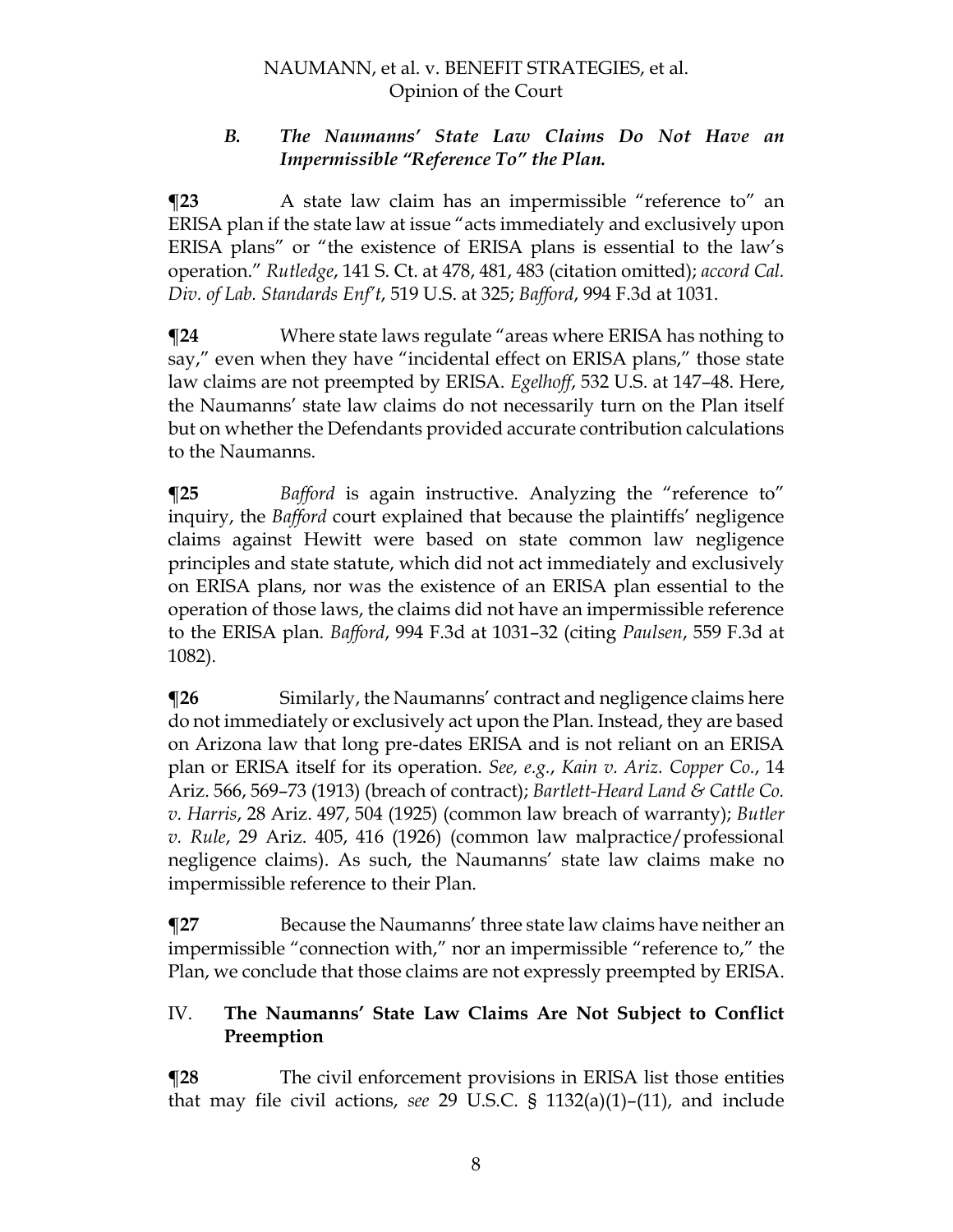### *B. The Naumanns' State Law Claims Do Not Have an Impermissible "Reference To" the Plan.*

**¶23** A state law claim has an impermissible "reference to" an ERISA plan if the state law at issue "acts immediately and exclusively upon ERISA plans" or "the existence of ERISA plans is essential to the law's operation." *Rutledge*, 141 S. Ct. at 478, 481, 483 (citation omitted); *accord Cal. Div. of Lab. Standards Enf't*, 519 U.S. at 325; *Bafford*, 994 F.3d at 1031.

**¶24** Where state laws regulate "areas where ERISA has nothing to say," even when they have "incidental effect on ERISA plans," those state law claims are not preempted by ERISA. *Egelhoff*, 532 U.S. at 147–48. Here, the Naumanns' state law claims do not necessarily turn on the Plan itself but on whether the Defendants provided accurate contribution calculations to the Naumanns.

**¶25** *Bafford* is again instructive. Analyzing the "reference to" inquiry, the *Bafford* court explained that because the plaintiffs' negligence claims against Hewitt were based on state common law negligence principles and state statute, which did not act immediately and exclusively on ERISA plans, nor was the existence of an ERISA plan essential to the operation of those laws, the claims did not have an impermissible reference to the ERISA plan. *Bafford*, 994 F.3d at 1031–32 (citing *Paulsen*, 559 F.3d at 1082).

**¶26** Similarly, the Naumanns' contract and negligence claims here do not immediately or exclusively act upon the Plan. Instead, they are based on Arizona law that long pre-dates ERISA and is not reliant on an ERISA plan or ERISA itself for its operation. *See, e.g.*, *Kain v. Ariz. Copper Co.*, 14 Ariz. 566, 569–73 (1913) (breach of contract); *Bartlett-Heard Land & Cattle Co. v. Harris*, 28 Ariz. 497, 504 (1925) (common law breach of warranty); *Butler v. Rule*, 29 Ariz. 405, 416 (1926) (common law malpractice/professional negligence claims). As such, the Naumanns' state law claims make no impermissible reference to their Plan.

**¶27** Because the Naumanns' three state law claims have neither an impermissible "connection with," nor an impermissible "reference to," the Plan, we conclude that those claims are not expressly preempted by ERISA.

## IV. The Naumanns' State Law Claims Are Not Subject to Conflict Preemption

**¶28** The civil enforcement provisions in ERISA list those entities that may file civil actions, *see* 29 U.S.C. § 1132(a)(1)–(11), and include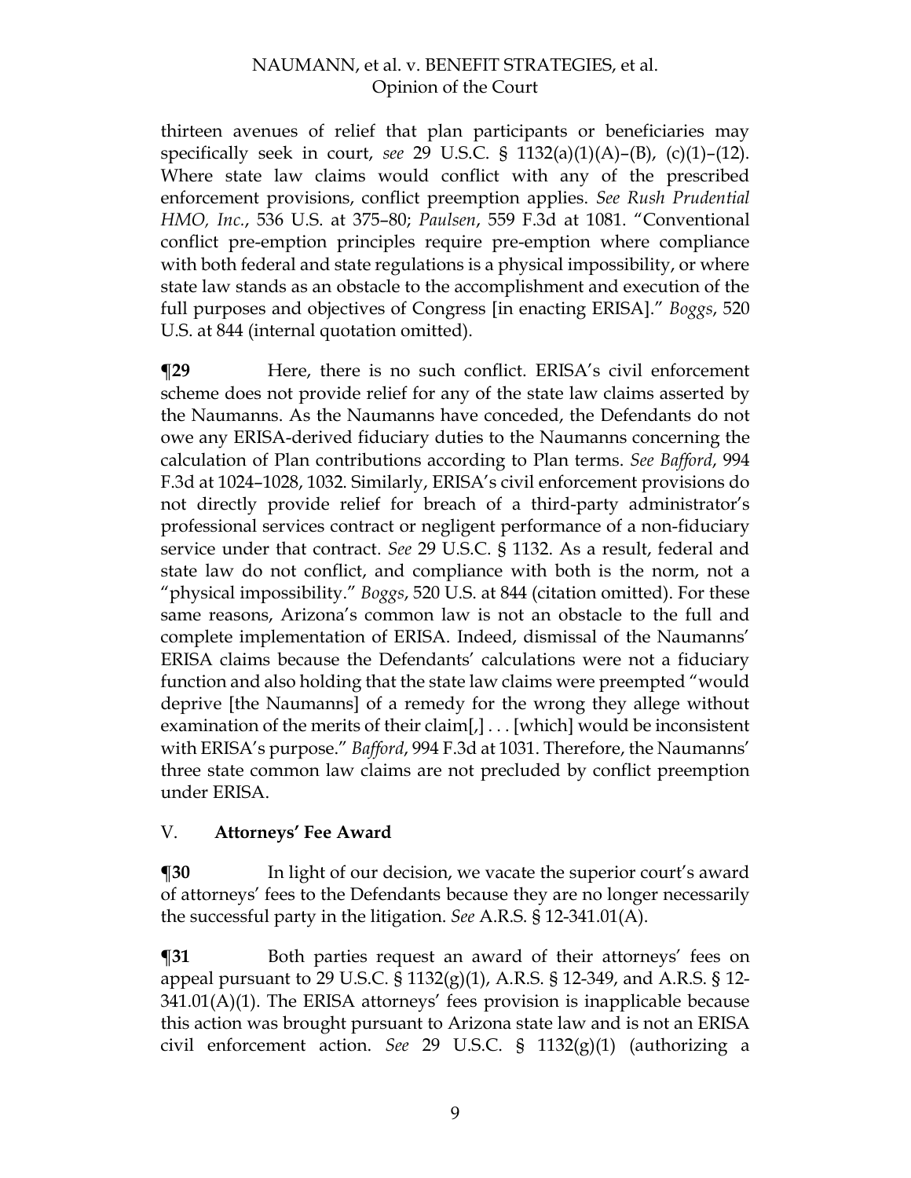thirteen avenues of relief that plan participants or beneficiaries may specifically seek in court, *see* 29 U.S.C. § 1132(a)(1)(A)–(B), (c)(1)–(12). Where state law claims would conflict with any of the prescribed enforcement provisions, conflict preemption applies. *See Rush Prudential HMO, Inc.*, 536 U.S. at 375–80; *Paulsen*, 559 F.3d at 1081. "Conventional conflict pre-emption principles require pre-emption where compliance with both federal and state regulations is a physical impossibility, or where state law stands as an obstacle to the accomplishment and execution of the full purposes and objectives of Congress [in enacting ERISA]." *Boggs*, 520 U.S. at 844 (internal quotation omitted).

**¶29** Here, there is no such conflict. ERISA's civil enforcement scheme does not provide relief for any of the state law claims asserted by the Naumanns. As the Naumanns have conceded, the Defendants do not owe any ERISA-derived fiduciary duties to the Naumanns concerning the calculation of Plan contributions according to Plan terms. *See Bafford*, 994 F.3d at 1024–1028, 1032. Similarly, ERISA's civil enforcement provisions do not directly provide relief for breach of a third-party administrator's professional services contract or negligent performance of a non-fiduciary service under that contract. *See* 29 U.S.C. § 1132. As a result, federal and state law do not conflict, and compliance with both is the norm, not a "physical impossibility." *Boggs*, 520 U.S. at 844 (citation omitted). For these same reasons, Arizona's common law is not an obstacle to the full and complete implementation of ERISA. Indeed, dismissal of the Naumanns' ERISA claims because the Defendants' calculations were not a fiduciary function and also holding that the state law claims were preempted "would deprive [the Naumanns] of a remedy for the wrong they allege without examination of the merits of their claim[,] . . . [which] would be inconsistent with ERISA's purpose." *Bafford*, 994 F.3d at 1031. Therefore, the Naumanns' three state common law claims are not precluded by conflict preemption under ERISA.

## V. Attorneys' Fee Award

**¶30** In light of our decision, we vacate the superior court's award of attorneys' fees to the Defendants because they are no longer necessarily the successful party in the litigation. *See* A.R.S. § 12-341.01(A).

**¶31** Both parties request an award of their attorneys' fees on appeal pursuant to 29 U.S.C. § 1132(g)(1), A.R.S. § 12-349, and A.R.S. § 12-341.01(A)(1). The ERISA attorneys' fees provision is inapplicable because this action was brought pursuant to Arizona state law and is not an ERISA civil enforcement action. *See* 29 U.S.C. § 1132(g)(1) (authorizing a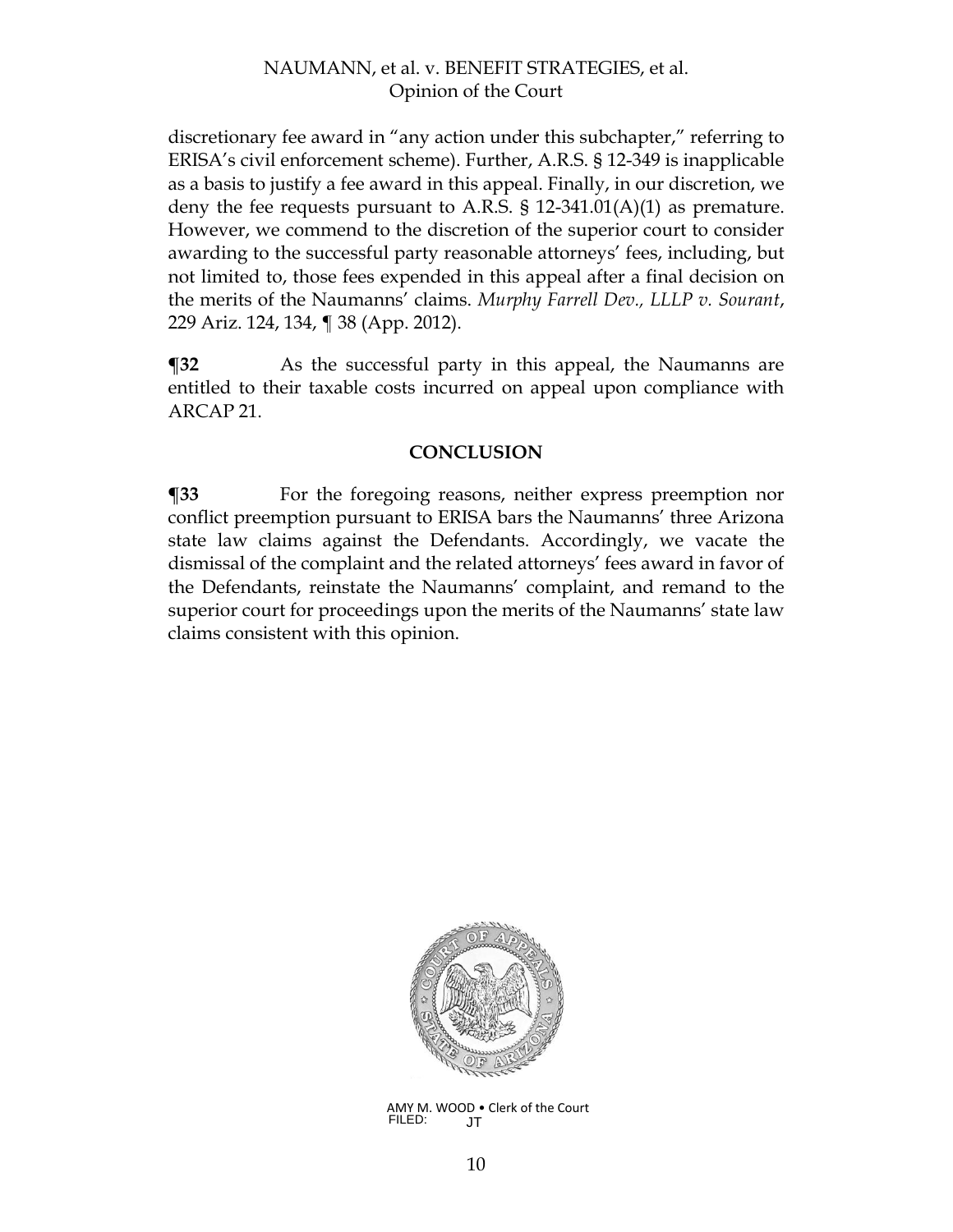discretionary fee award in "any action under this subchapter," referring to ERISA's civil enforcement scheme). Further, A.R.S. § 12-349 is inapplicable as a basis to justify a fee award in this appeal. Finally, in our discretion, we deny the fee requests pursuant to A.R.S. § 12-341.01(A)(1) as premature. However, we commend to the discretion of the superior court to consider awarding to the successful party reasonable attorneys' fees, including, but not limited to, those fees expended in this appeal after a final decision on the merits of the Naumanns' claims. *Murphy Farrell Dev., LLLP v. Sourant*, 229 Ariz. 124, 134, ¶ 38 (App. 2012).

**¶32** As the successful party in this appeal, the Naumanns are entitled to their taxable costs incurred on appeal upon compliance with ARCAP 21.

## CONCLUSION

**¶33** For the foregoing reasons, neither express preemption nor conflict preemption pursuant to ERISA bars the Naumanns' three Arizona state law claims against the Defendants. Accordingly, we vacate the dismissal of the complaint and the related attorneys' fees award in favor of the Defendants, reinstate the Naumanns' complaint, and remand to the superior court for proceedings upon the merits of the Naumanns' state law claims consistent with this opinion.

AMY M. WOOD • Clerk of the Court
FILED: JT